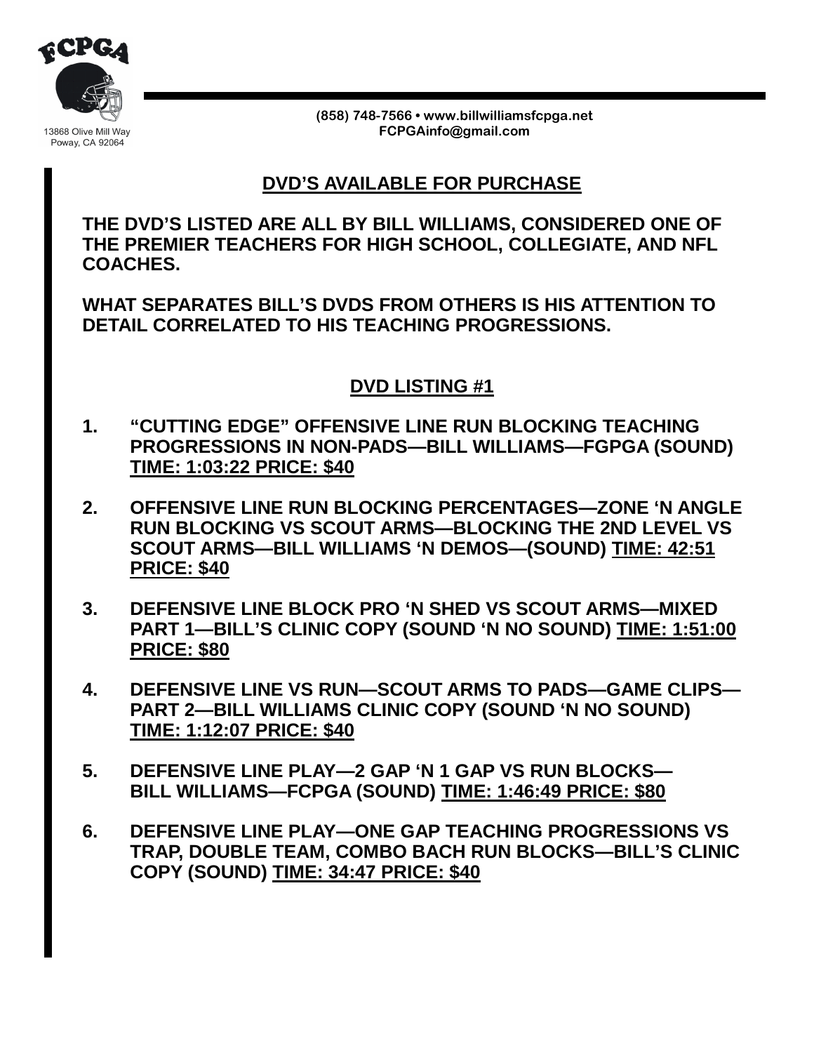FCPGA

13868 Olive Mill Way
Poway, CA 92064

(858) 748-7566 • www.billwilliamsfcpga.net
FCPGAinfo@gmail.com

## DVD'S AVAILABLE FOR PURCHASE

**THE DVD'S LISTED ARE ALL BY BILL WILLIAMS, CONSIDERED ONE OF THE PREMIER TEACHERS FOR HIGH SCHOOL, COLLEGIATE, AND NFL COACHES.**

**WHAT SEPARATES BILL'S DVDS FROM OTHERS IS HIS ATTENTION TO DETAIL CORRELATED TO HIS TEACHING PROGRESSIONS.**

## DVD LISTING #1

1. **"CUTTING EDGE" OFFENSIVE LINE RUN BLOCKING TEACHING PROGRESSIONS IN NON-PADS—BILL WILLIAMS—FGPGA (SOUND) TIME: 1:03:22 PRICE: $40**

2. **OFFENSIVE LINE RUN BLOCKING PERCENTAGES—ZONE 'N ANGLE RUN BLOCKING VS SCOUT ARMS—BLOCKING THE 2ND LEVEL VS SCOUT ARMS—BILL WILLIAMS 'N DEMOS—(SOUND) TIME: 42:51 PRICE: $40**

3. **DEFENSIVE LINE BLOCK PRO 'N SHED VS SCOUT ARMS—MIXED PART 1—BILL'S CLINIC COPY (SOUND 'N NO SOUND) TIME: 1:51:00 PRICE: $80**

4. **DEFENSIVE LINE VS RUN—SCOUT ARMS TO PADS—GAME CLIPS—PART 2—BILL WILLIAMS CLINIC COPY (SOUND 'N NO SOUND) TIME: 1:12:07 PRICE: $40**

5. **DEFENSIVE LINE PLAY—2 GAP 'N 1 GAP VS RUN BLOCKS—BILL WILLIAMS—FCPGA (SOUND) TIME: 1:46:49 PRICE: $80**

6. **DEFENSIVE LINE PLAY—ONE GAP TEACHING PROGRESSIONS VS TRAP, DOUBLE TEAM, COMBO BACH RUN BLOCKS—BILL'S CLINIC COPY (SOUND) TIME: 34:47 PRICE: $40**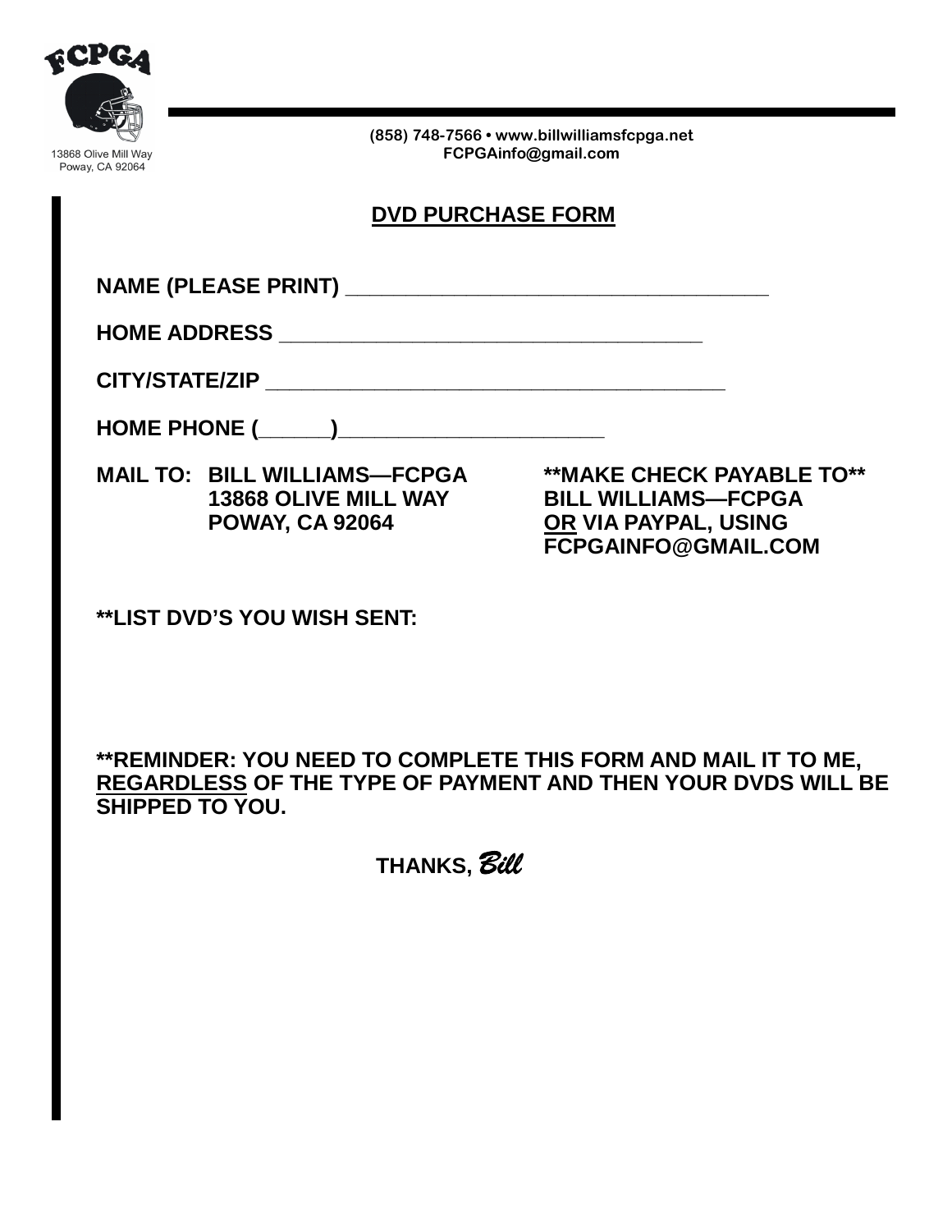FCPGA

13868 Olive Mill Way
Poway, CA 92064

(858) 748-7566 • www.billwilliamsfcpga.net
FCPGAinfo@gmail.com

## DVD PURCHASE FORM

**NAME (PLEASE PRINT)** ____________________________________

**HOME ADDRESS** ____________________________________

**CITY/STATE/ZIP** ________________________________________

**HOME PHONE (______)**______________________

**MAIL TO: BILL WILLIAMS—FCPGA**
**13868 OLIVE MILL WAY**
**POWAY, CA 92064**

**\*\*MAKE CHECK PAYABLE TO\*\***
**BILL WILLIAMS—FCPGA**
**<u>OR</u> VIA PAYPAL, USING**
**FCPGAINFO@GMAIL.COM**

**\*\*LIST DVD'S YOU WISH SENT:**

**\*\*REMINDER: YOU NEED TO COMPLETE THIS FORM AND MAIL IT TO ME, <u>REGARDLESS</u> OF THE TYPE OF PAYMENT AND THEN YOUR DVDS WILL BE SHIPPED TO YOU.**

**THANKS,** *Bill*